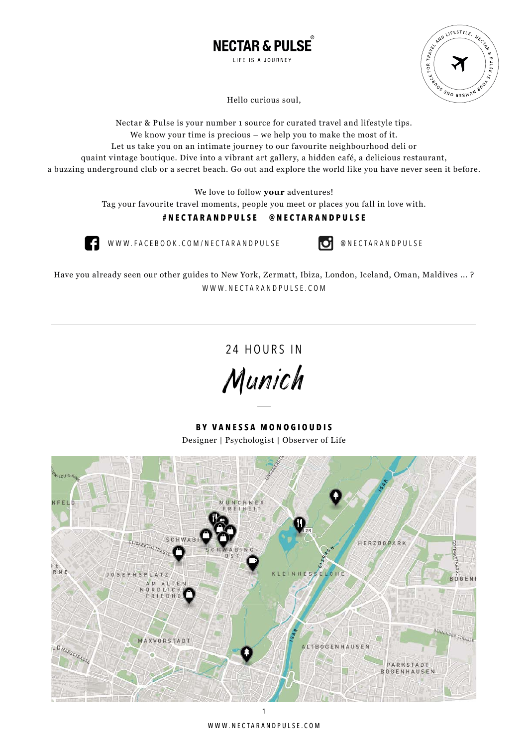# NECTAR & PULSE®

LIFE IS A JOURNEY

Hello curious soul,

Nectar & Pulse is your number 1 source for curated travel and lifestyle tips.
We know your time is precious – we help you to make the most of it.
Let us take you on an intimate journey to our favourite neighbourhood deli or
quaint vintage boutique. Dive into a vibrant art gallery, a hidden café, a delicious restaurant,
a buzzing underground club or a secret beach. Go out and explore the world like you have never seen it before.

We love to follow **your** adventures!
Tag your favourite travel moments, people you meet or places you fall in love with.

**#NECTARANDPULSE @NECTARANDPULSE**

WWW.FACEBOOK.COM/NECTARANDPULSE

@NECTARANDPULSE

Have you already seen our other guides to New York, Zermatt, Ibiza, London, Iceland, Oman, Maldives ... ?
WWW.NECTARANDPULSE.COM

---

## 24 HOURS IN

# *Munich*

**BY VANESSA MONOGIOUDIS**

Designer | Psychologist | Observer of Life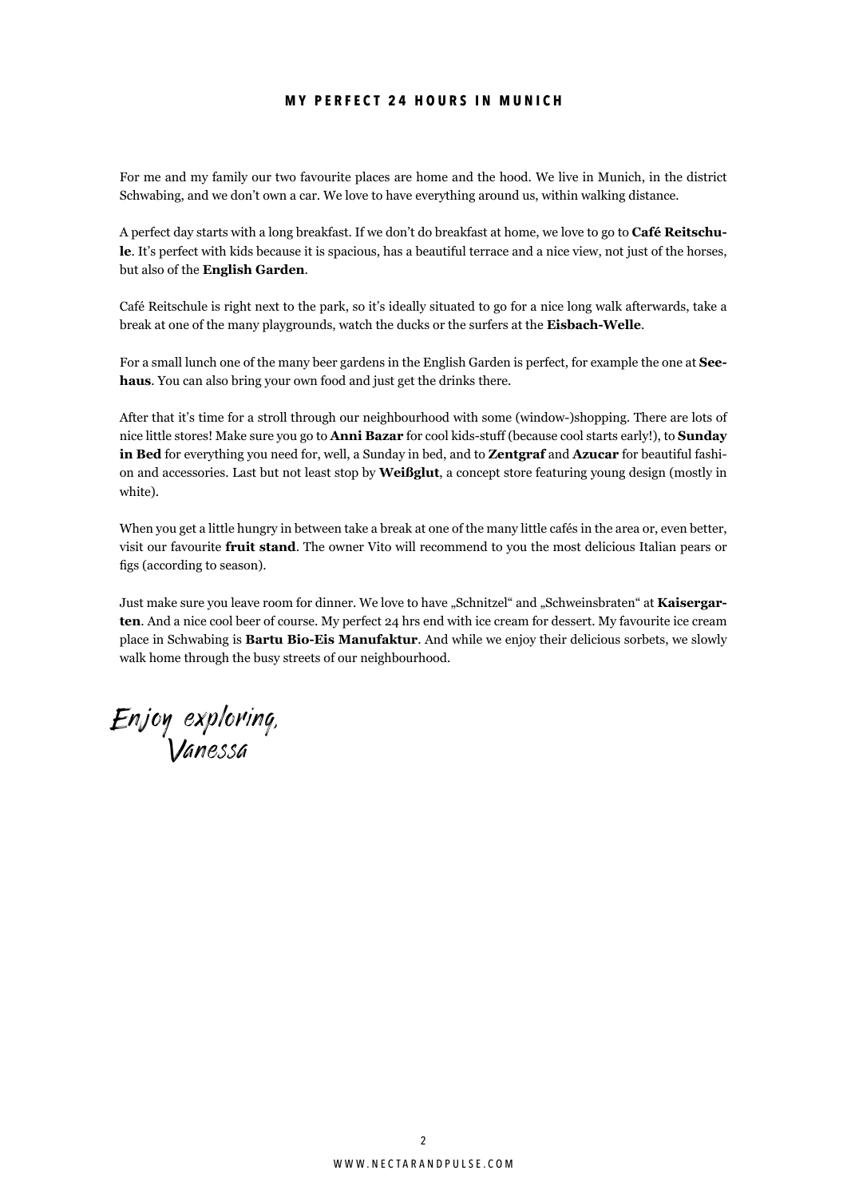# MY PERFECT 24 HOURS IN MUNICH

For me and my family our two favourite places are home and the hood. We live in Munich, in the district Schwabing, and we don't own a car. We love to have everything around us, within walking distance.

A perfect day starts with a long breakfast. If we don't do breakfast at home, we love to go to **Café Reitschule**. It's perfect with kids because it is spacious, has a beautiful terrace and a nice view, not just of the horses, but also of the **English Garden**.

Café Reitschule is right next to the park, so it's ideally situated to go for a nice long walk afterwards, take a break at one of the many playgrounds, watch the ducks or the surfers at the **Eisbach-Welle**.

For a small lunch one of the many beer gardens in the English Garden is perfect, for example the one at **Seehaus**. You can also bring your own food and just get the drinks there.

After that it's time for a stroll through our neighbourhood with some (window-)shopping. There are lots of nice little stores! Make sure you go to **Anni Bazar** for cool kids-stuff (because cool starts early!), to **Sunday in Bed** for everything you need for, well, a Sunday in bed, and to **Zentgraf** and **Azucar** for beautiful fashion and accessories. Last but not least stop by **Weißglut**, a concept store featuring young design (mostly in white).

When you get a little hungry in between take a break at one of the many little cafés in the area or, even better, visit our favourite **fruit stand**. The owner Vito will recommend to you the most delicious Italian pears or figs (according to season).

Just make sure you leave room for dinner. We love to have „Schnitzel" and „Schweinsbraten" at **Kaisergarten**. And a nice cool beer of course. My perfect 24 hrs end with ice cream for dessert. My favourite ice cream place in Schwabing is **Bartu Bio-Eis Manufaktur**. And while we enjoy their delicious sorbets, we slowly walk home through the busy streets of our neighbourhood.

*Enjoy exploring,*
*Vanessa*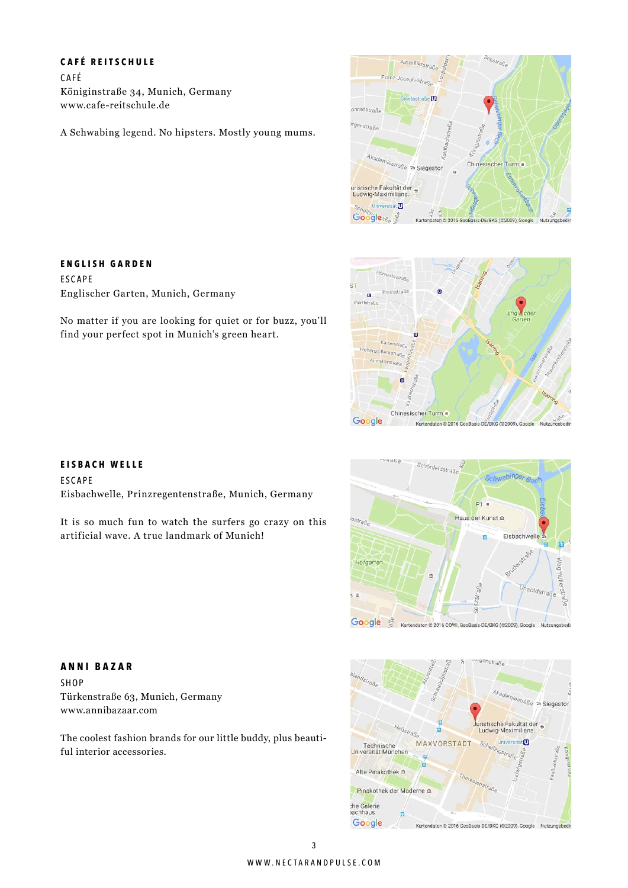### CAFÉ REITSCHULE

CAFÉ
Königinstraße 34, Munich, Germany
www.cafe-reitschule.de

A Schwabing legend. No hipsters. Mostly young mums.

### ENGLISH GARDEN

ESCAPE
Englischer Garten, Munich, Germany

No matter if you are looking for quiet or for buzz, you'll find your perfect spot in Munich's green heart.

### EISBACH WELLE

ESCAPE
Eisbachwelle, Prinzregentenstraße, Munich, Germany

It is so much fun to watch the surfers go crazy on this artificial wave. A true landmark of Munich!

### ANNI BAZAR

SHOP
Türkenstraße 63, Munich, Germany
www.annibazaar.com

The coolest fashion brands for our little buddy, plus beautiful interior accessories.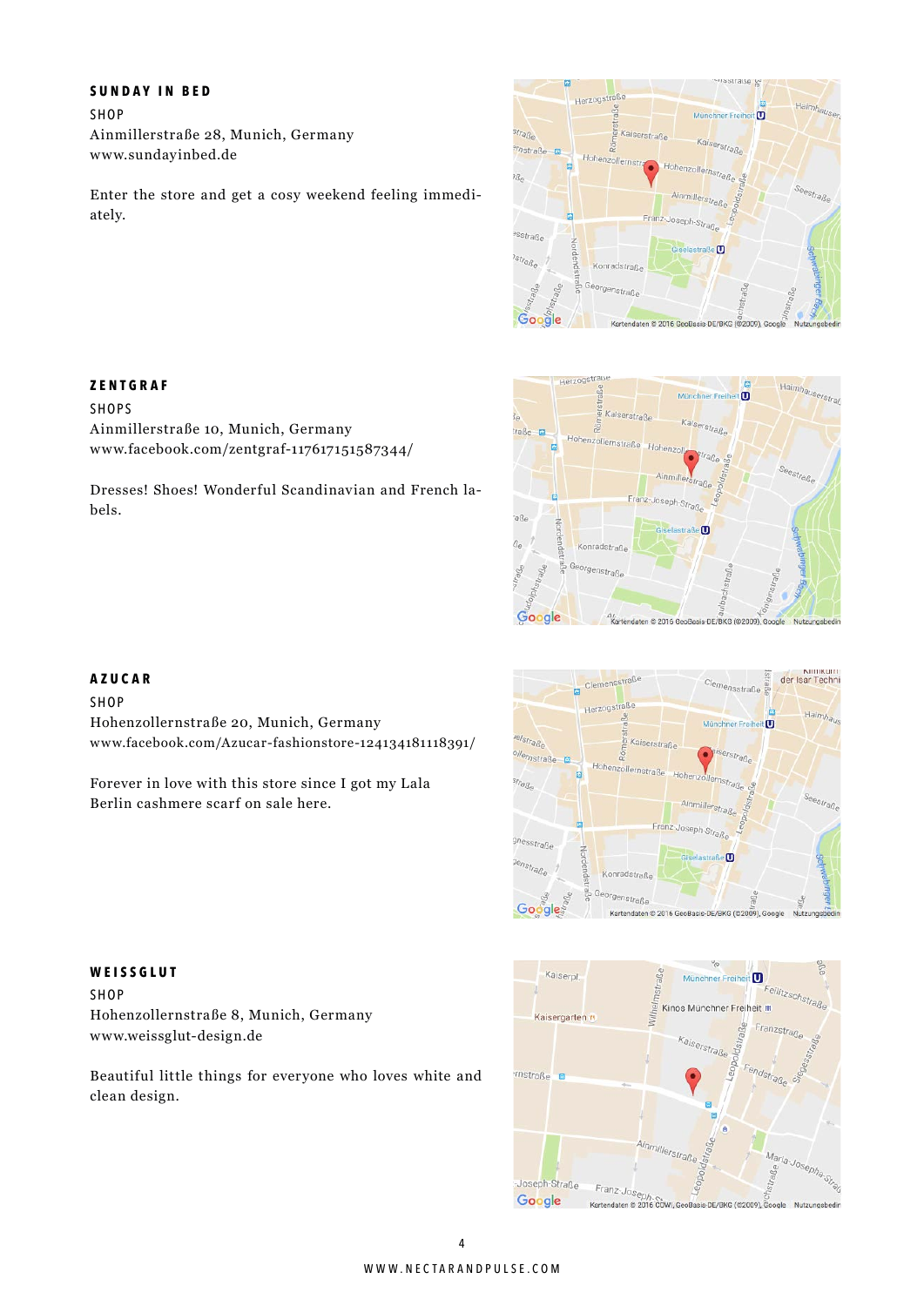### SUNDAY IN BED

SHOP
Ainmillerstraße 28, Munich, Germany
www.sundayinbed.de

Enter the store and get a cosy weekend feeling immediately.

### ZENTGRAF

SHOPS
Ainmillerstraße 10, Munich, Germany
www.facebook.com/zentgraf-117617151587344/

Dresses! Shoes! Wonderful Scandinavian and French labels.

### AZUCAR

SHOP
Hohenzollernstraße 20, Munich, Germany
www.facebook.com/Azucar-fashionstore-124134181118391/

Forever in love with this store since I got my Lala Berlin cashmere scarf on sale here.

### WEISSGLUT

SHOP
Hohenzollernstraße 8, Munich, Germany
www.weissglut-design.de

Beautiful little things for everyone who loves white and clean design.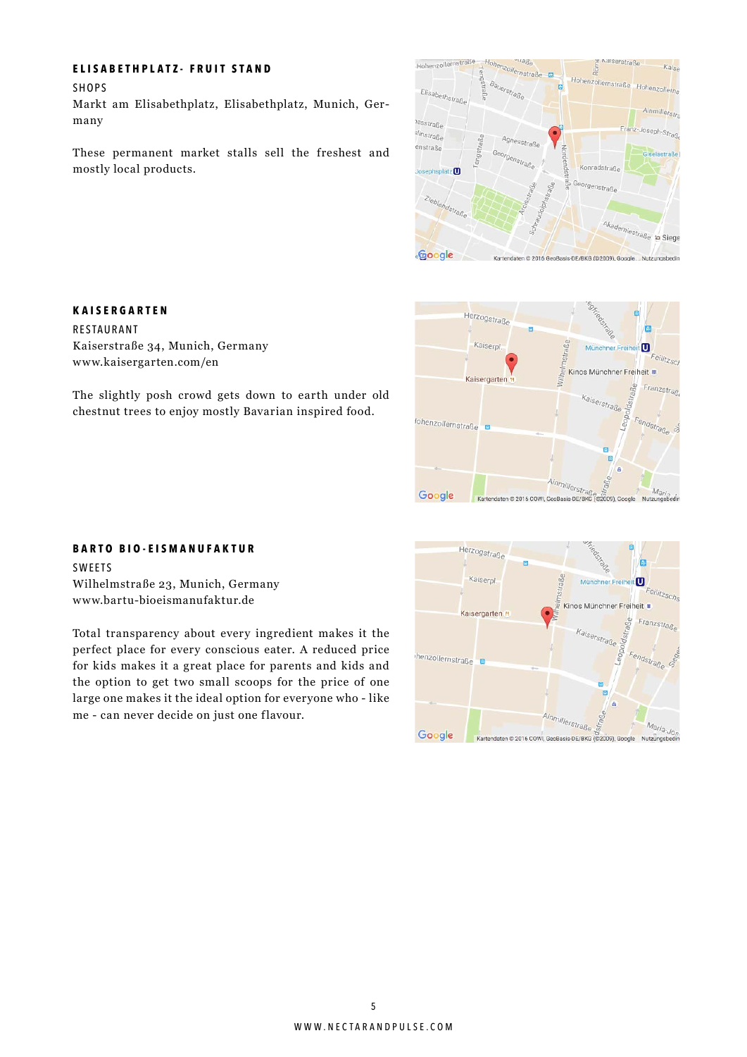### ELISABETHPLATZ- FRUIT STAND

SHOPS

Markt am Elisabethplatz, Elisabethplatz, Munich, Germany

These permanent market stalls sell the freshest and mostly local products.

### KAISERGARTEN

RESTAURANT

Kaiserstraße 34, Munich, Germany
www.kaisergarten.com/en

The slightly posh crowd gets down to earth under old chestnut trees to enjoy mostly Bavarian inspired food.

### BARTO BIO-EISMANUFAKTUR

SWEETS

Wilhelmstraße 23, Munich, Germany
www.bartu-bioeismanufaktur.de

Total transparency about every ingredient makes it the perfect place for every conscious eater. A reduced price for kids makes it a great place for parents and kids and the option to get two small scoops for the price of one large one makes it the ideal option for everyone who - like me - can never decide on just one flavour.